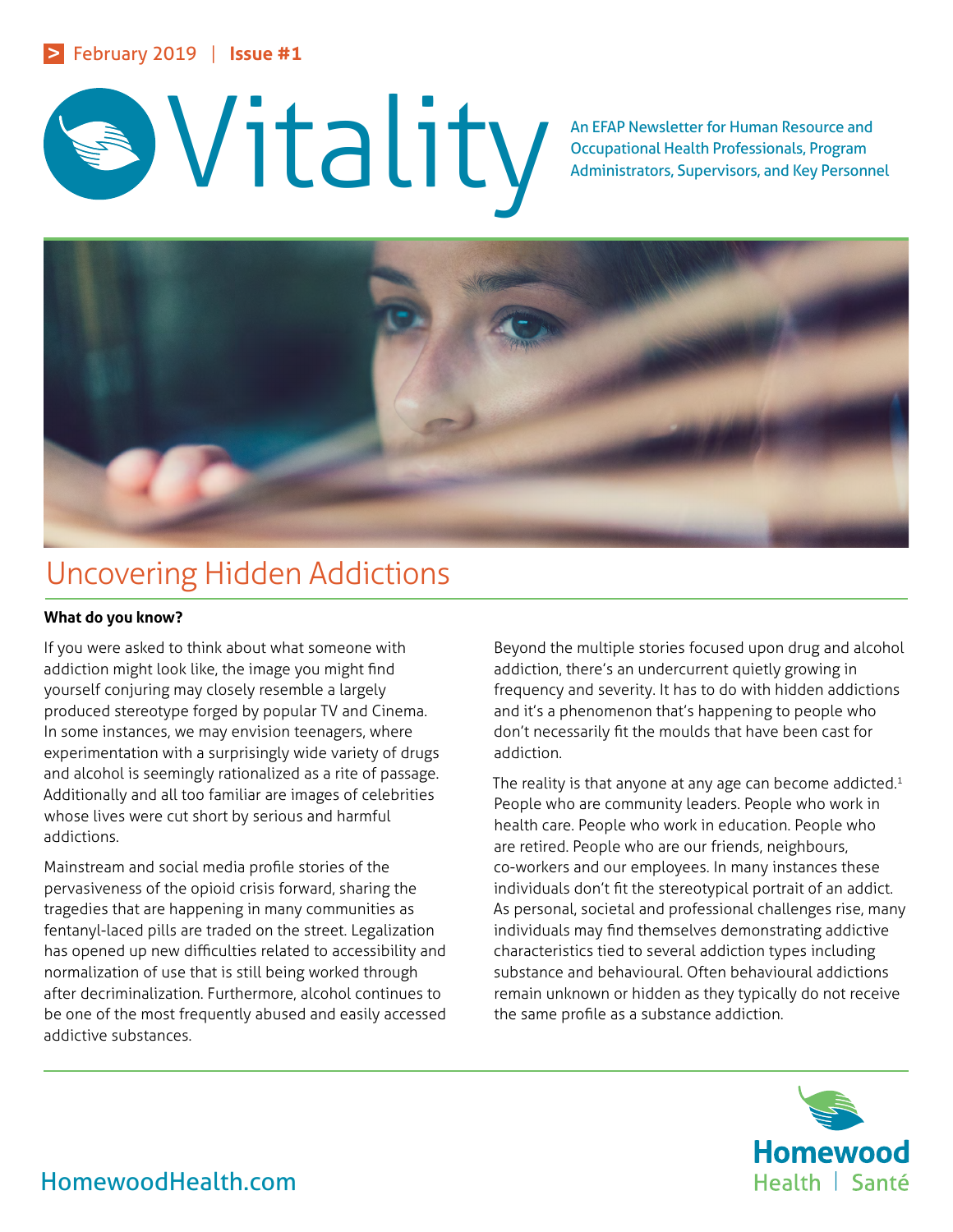February 2019 | **Issue #1**

# Vitality

An EFAP Newsletter for Human Resource and Occupational Health Professionals, Program Administrators, Supervisors, and Key Personnel

## Uncovering Hidden Addictions

**What do you know?**

If you were asked to think about what someone with addiction might look like, the image you might find yourself conjuring may closely resemble a largely produced stereotype forged by popular TV and Cinema. In some instances, we may envision teenagers, where experimentation with a surprisingly wide variety of drugs and alcohol is seemingly rationalized as a rite of passage. Additionally and all too familiar are images of celebrities whose lives were cut short by serious and harmful addictions.

Mainstream and social media profile stories of the pervasiveness of the opioid crisis forward, sharing the tragedies that are happening in many communities as fentanyl-laced pills are traded on the street. Legalization has opened up new difficulties related to accessibility and normalization of use that is still being worked through after decriminalization. Furthermore, alcohol continues to be one of the most frequently abused and easily accessed addictive substances.

Beyond the multiple stories focused upon drug and alcohol addiction, there's an undercurrent quietly growing in frequency and severity. It has to do with hidden addictions and it's a phenomenon that's happening to people who don't necessarily fit the moulds that have been cast for addiction.

The reality is that anyone at any age can become addicted.[1] People who are community leaders. People who work in health care. People who work in education. People who are retired. People who are our friends, neighbours, co-workers and our employees. In many instances these individuals don't fit the stereotypical portrait of an addict. As personal, societal and professional challenges rise, many individuals may find themselves demonstrating addictive characteristics tied to several addiction types including substance and behavioural. Often behavioural addictions remain unknown or hidden as they typically do not receive the same profile as a substance addiction.

HomewoodHealth.com

Homewood Health | Santé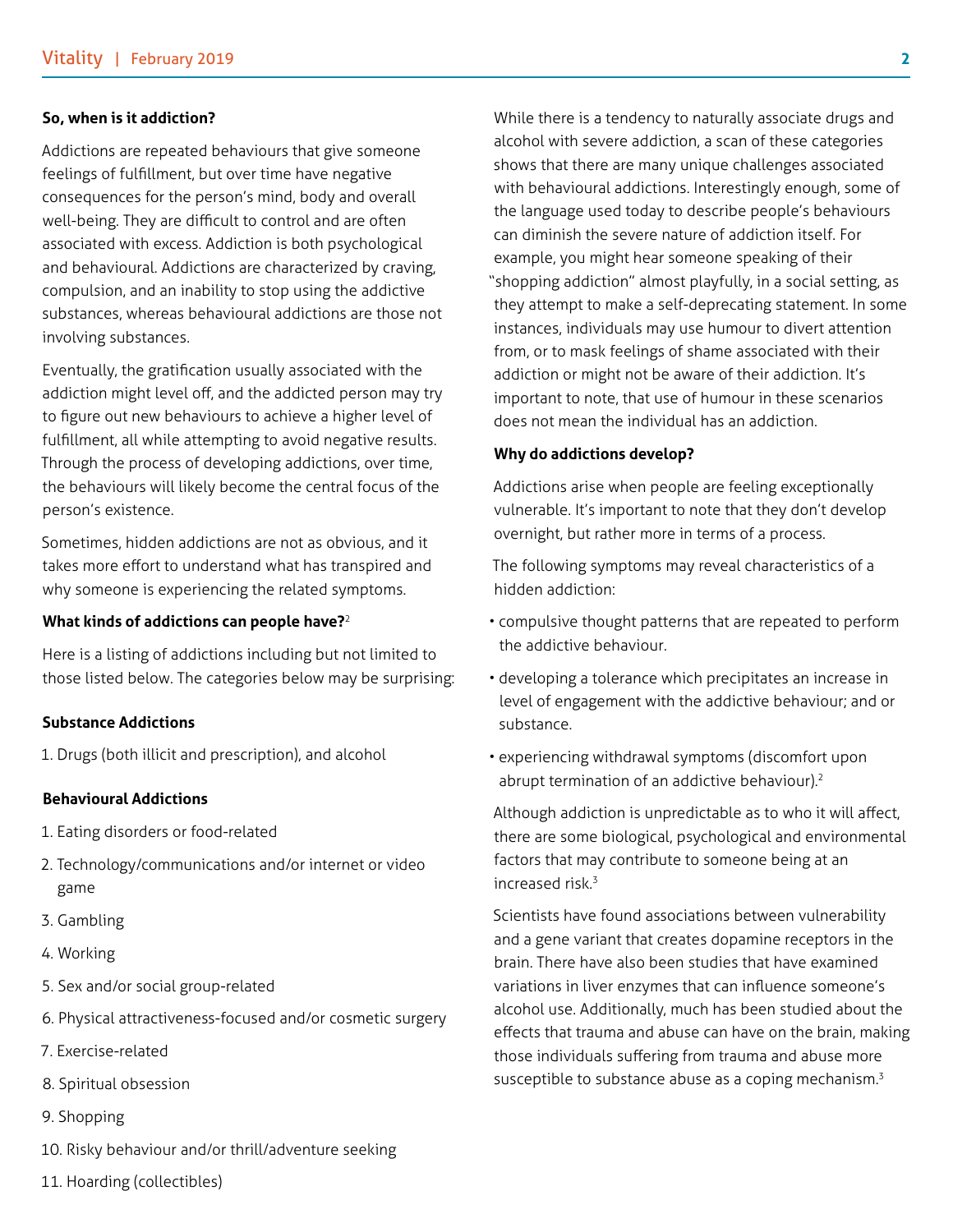**So, when is it addiction?**

Addictions are repeated behaviours that give someone feelings of fulfillment, but over time have negative consequences for the person's mind, body and overall well-being. They are difficult to control and are often associated with excess. Addiction is both psychological and behavioural. Addictions are characterized by craving, compulsion, and an inability to stop using the addictive substances, whereas behavioural addictions are those not involving substances.

Eventually, the gratification usually associated with the addiction might level off, and the addicted person may try to figure out new behaviours to achieve a higher level of fulfillment, all while attempting to avoid negative results. Through the process of developing addictions, over time, the behaviours will likely become the central focus of the person's existence.

Sometimes, hidden addictions are not as obvious, and it takes more effort to understand what has transpired and why someone is experiencing the related symptoms.

**What kinds of addictions can people have?**[2]

Here is a listing of addictions including but not limited to those listed below. The categories below may be surprising:

**Substance Addictions**

1. Drugs (both illicit and prescription), and alcohol

**Behavioural Addictions**

1. Eating disorders or food-related
2. Technology/communications and/or internet or video game
3. Gambling
4. Working
5. Sex and/or social group-related
6. Physical attractiveness-focused and/or cosmetic surgery
7. Exercise-related
8. Spiritual obsession
9. Shopping
10. Risky behaviour and/or thrill/adventure seeking
11. Hoarding (collectibles)

While there is a tendency to naturally associate drugs and alcohol with severe addiction, a scan of these categories shows that there are many unique challenges associated with behavioural addictions. Interestingly enough, some of the language used today to describe people's behaviours can diminish the severe nature of addiction itself. For example, you might hear someone speaking of their "shopping addiction" almost playfully, in a social setting, as they attempt to make a self-deprecating statement. In some instances, individuals may use humour to divert attention from, or to mask feelings of shame associated with their addiction or might not be aware of their addiction. It's important to note, that use of humour in these scenarios does not mean the individual has an addiction.

**Why do addictions develop?**

Addictions arise when people are feeling exceptionally vulnerable. It's important to note that they don't develop overnight, but rather more in terms of a process.

The following symptoms may reveal characteristics of a hidden addiction:

- compulsive thought patterns that are repeated to perform the addictive behaviour.
- developing a tolerance which precipitates an increase in level of engagement with the addictive behaviour; and or substance.
- experiencing withdrawal symptoms (discomfort upon abrupt termination of an addictive behaviour).[2]

Although addiction is unpredictable as to who it will affect, there are some biological, psychological and environmental factors that may contribute to someone being at an increased risk.[3]

Scientists have found associations between vulnerability and a gene variant that creates dopamine receptors in the brain. There have also been studies that have examined variations in liver enzymes that can influence someone's alcohol use. Additionally, much has been studied about the effects that trauma and abuse can have on the brain, making those individuals suffering from trauma and abuse more susceptible to substance abuse as a coping mechanism.[3]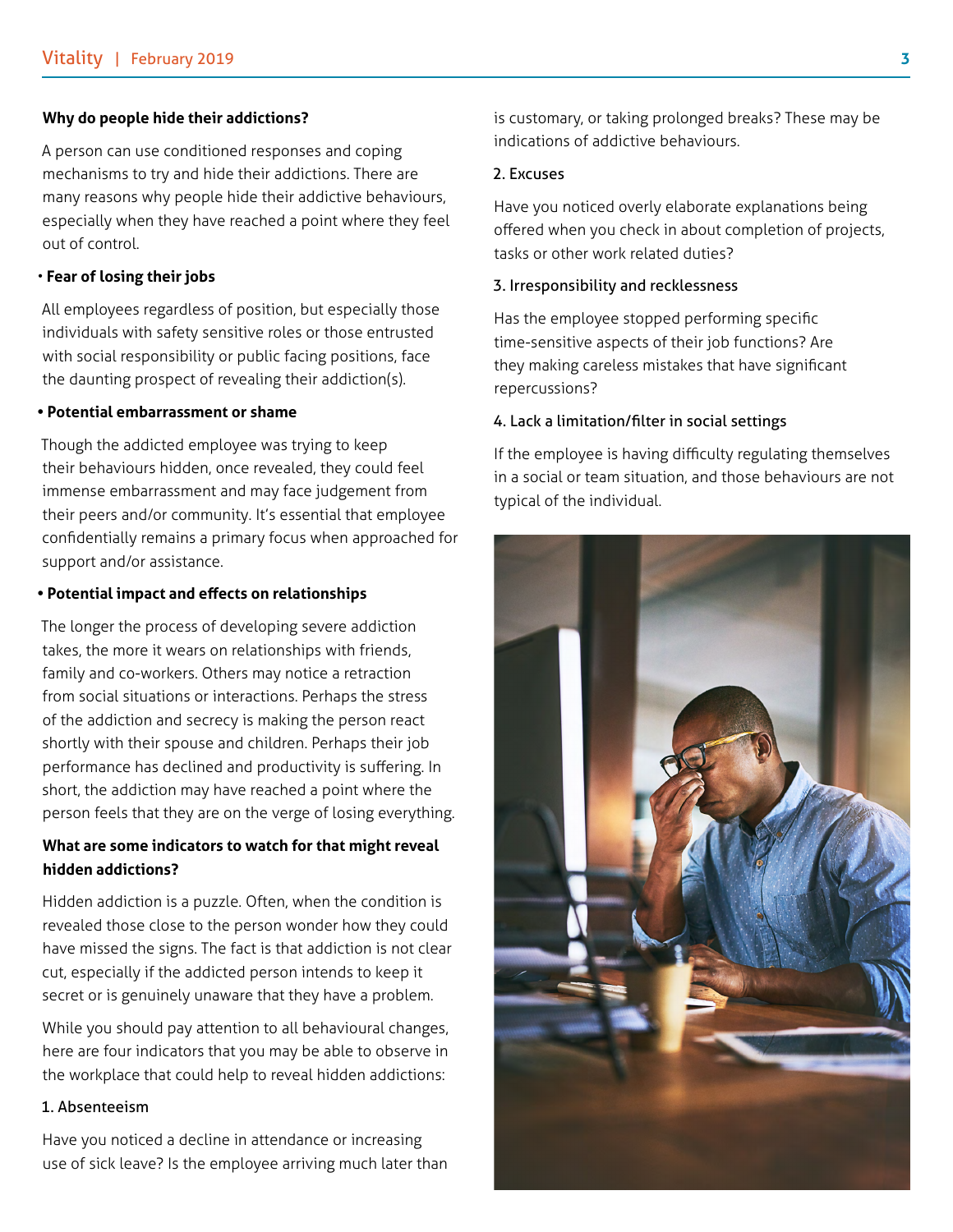**Why do people hide their addictions?**

A person can use conditioned responses and coping mechanisms to try and hide their addictions. There are many reasons why people hide their addictive behaviours, especially when they have reached a point where they feel out of control.

- **Fear of losing their jobs**

All employees regardless of position, but especially those individuals with safety sensitive roles or those entrusted with social responsibility or public facing positions, face the daunting prospect of revealing their addiction(s).

- **Potential embarrassment or shame**

Though the addicted employee was trying to keep their behaviours hidden, once revealed, they could feel immense embarrassment and may face judgement from their peers and/or community. It's essential that employee confidentially remains a primary focus when approached for support and/or assistance.

- **Potential impact and effects on relationships**

The longer the process of developing severe addiction takes, the more it wears on relationships with friends, family and co-workers. Others may notice a retraction from social situations or interactions. Perhaps the stress of the addiction and secrecy is making the person react shortly with their spouse and children. Perhaps their job performance has declined and productivity is suffering. In short, the addiction may have reached a point where the person feels that they are on the verge of losing everything.

**What are some indicators to watch for that might reveal hidden addictions?**

Hidden addiction is a puzzle. Often, when the condition is revealed those close to the person wonder how they could have missed the signs. The fact is that addiction is not clear cut, especially if the addicted person intends to keep it secret or is genuinely unaware that they have a problem.

While you should pay attention to all behavioural changes, here are four indicators that you may be able to observe in the workplace that could help to reveal hidden addictions:

1. Absenteeism

Have you noticed a decline in attendance or increasing use of sick leave? Is the employee arriving much later than is customary, or taking prolonged breaks? These may be indications of addictive behaviours.

2. Excuses

Have you noticed overly elaborate explanations being offered when you check in about completion of projects, tasks or other work related duties?

3. Irresponsibility and recklessness

Has the employee stopped performing specific time-sensitive aspects of their job functions? Are they making careless mistakes that have significant repercussions?

4. Lack a limitation/filter in social settings

If the employee is having difficulty regulating themselves in a social or team situation, and those behaviours are not typical of the individual.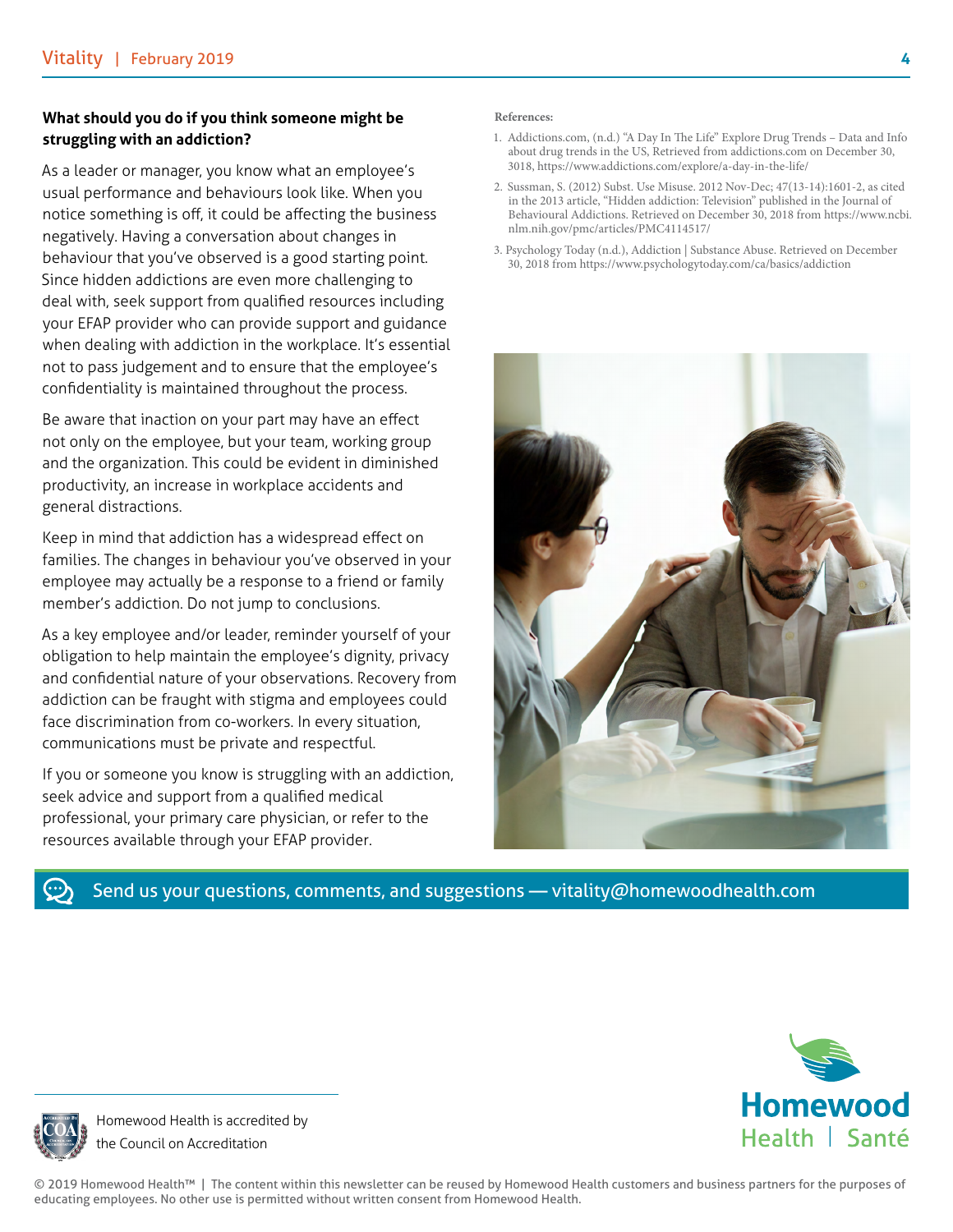**What should you do if you think someone might be struggling with an addiction?**

As a leader or manager, you know what an employee's usual performance and behaviours look like. When you notice something is off, it could be affecting the business negatively. Having a conversation about changes in behaviour that you've observed is a good starting point. Since hidden addictions are even more challenging to deal with, seek support from qualified resources including your EFAP provider who can provide support and guidance when dealing with addiction in the workplace. It's essential not to pass judgement and to ensure that the employee's confidentiality is maintained throughout the process.

Be aware that inaction on your part may have an effect not only on the employee, but your team, working group and the organization. This could be evident in diminished productivity, an increase in workplace accidents and general distractions.

Keep in mind that addiction has a widespread effect on families. The changes in behaviour you've observed in your employee may actually be a response to a friend or family member's addiction. Do not jump to conclusions.

As a key employee and/or leader, reminder yourself of your obligation to help maintain the employee's dignity, privacy and confidential nature of your observations. Recovery from addiction can be fraught with stigma and employees could face discrimination from co-workers. In every situation, communications must be private and respectful.

If you or someone you know is struggling with an addiction, seek advice and support from a qualified medical professional, your primary care physician, or refer to the resources available through your EFAP provider.

**References:**

1. Addictions.com, (n.d.) "A Day In The Life" Explore Drug Trends – Data and Info about drug trends in the US, Retrieved from addictions.com on December 30, 3018, https://www.addictions.com/explore/a-day-in-the-life/
2. Sussman, S. (2012) Subst. Use Misuse. 2012 Nov-Dec; 47(13-14):1601-2, as cited in the 2013 article, "Hidden addiction: Television" published in the Journal of Behavioural Addictions. Retrieved on December 30, 2018 from https://www.ncbi.nlm.nih.gov/pmc/articles/PMC4114517/
3. Psychology Today (n.d.), Addiction | Substance Abuse. Retrieved on December 30, 2018 from https://www.psychologytoday.com/ca/basics/addiction

Send us your questions, comments, and suggestions — vitality@homewoodhealth.com

Homewood Health is accredited by the Council on Accreditation

Homewood Health | Santé

© 2019 Homewood Health™ | The content within this newsletter can be reused by Homewood Health customers and business partners for the purposes of educating employees. No other use is permitted without written consent from Homewood Health.